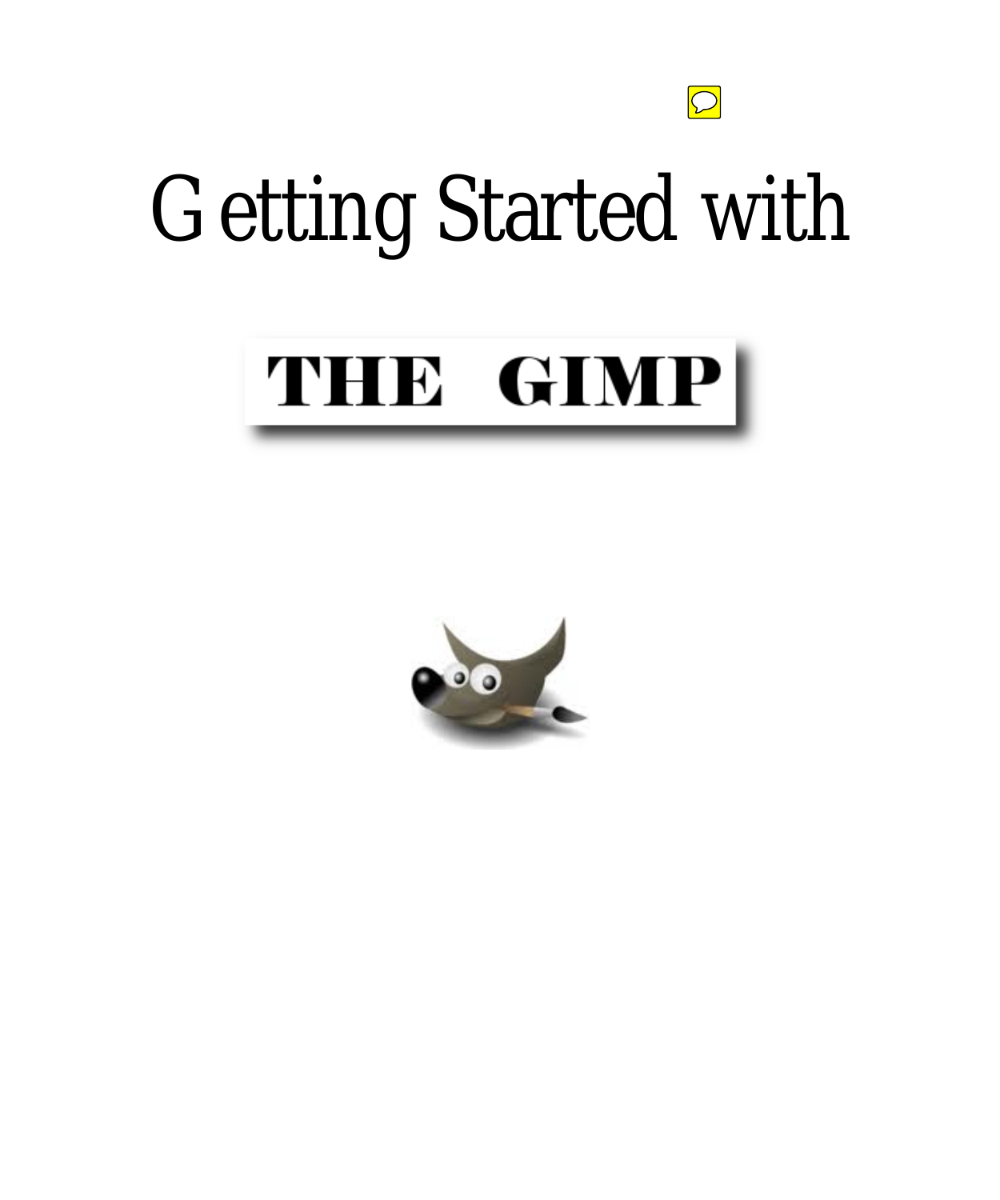# Getting Started with

# THE GIMP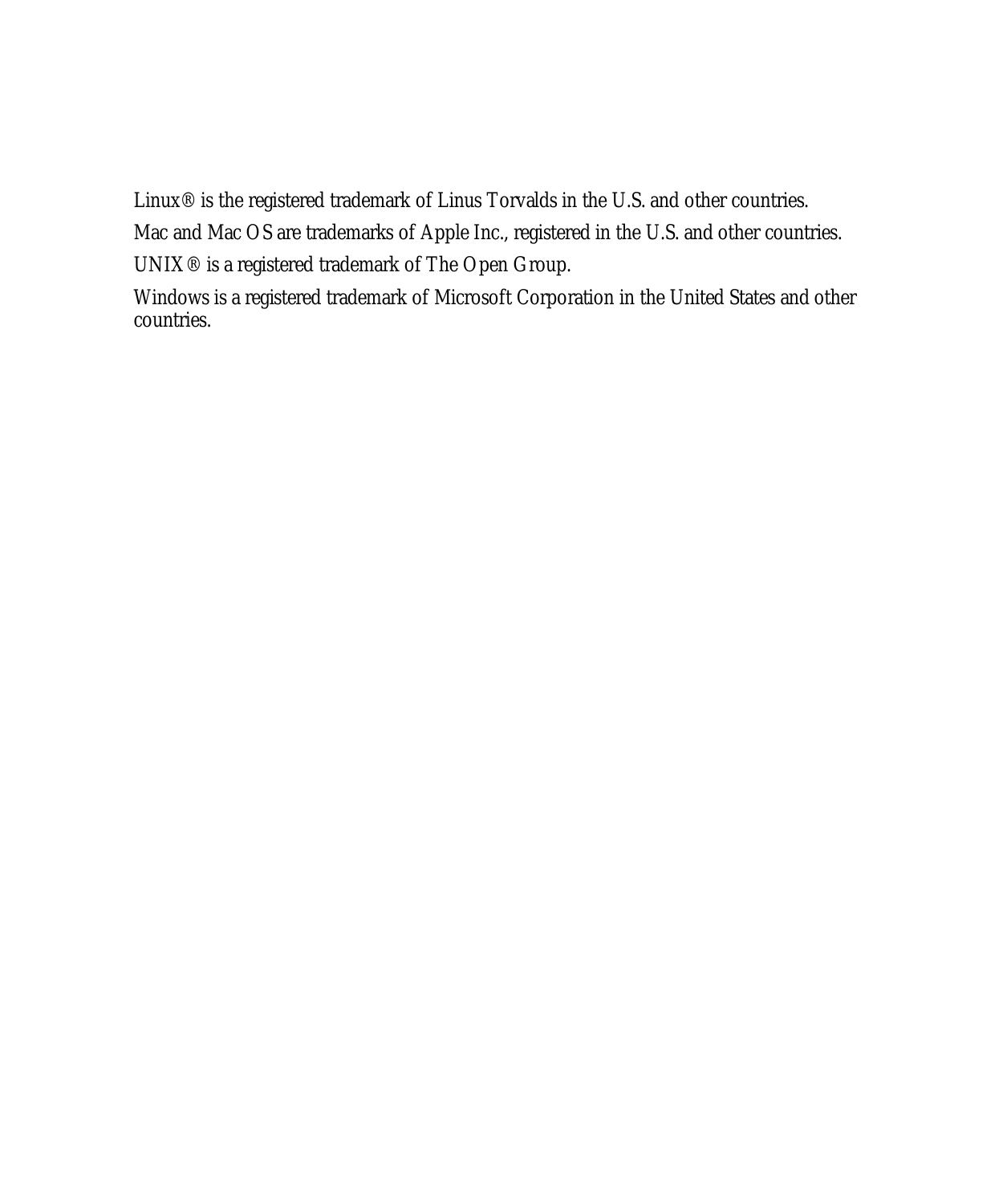Linux® is the registered trademark of Linus Torvalds in the U.S. and other countries.

Mac and Mac OS are trademarks of Apple Inc., registered in the U.S. and other countries.

UNIX® is a registered trademark of The Open Group.

Windows is a registered trademark of Microsoft Corporation in the United States and other countries.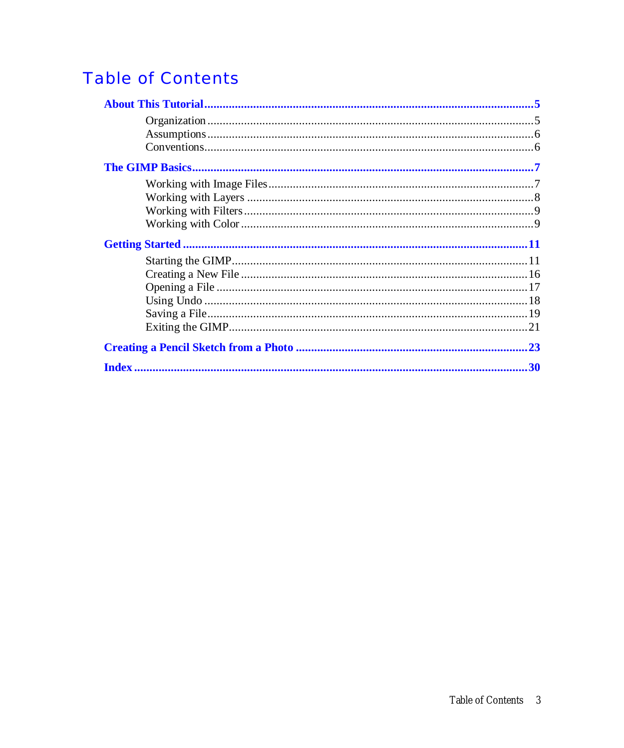# Table of Contents

**About This Tutorial** ..... **5**

- Organization ..... 5
- Assumptions ..... 6
- Conventions ..... 6

**The GIMP Basics** ..... **7**

- Working with Image Files ..... 7
- Working with Layers ..... 8
- Working with Filters ..... 9
- Working with Color ..... 9

**Getting Started** ..... **11**

- Starting the GIMP ..... 11
- Creating a New File ..... 16
- Opening a File ..... 17
- Using Undo ..... 18
- Saving a File ..... 19
- Exiting the GIMP ..... 21

**Creating a Pencil Sketch from a Photo** ..... **23**

**Index** ..... **30**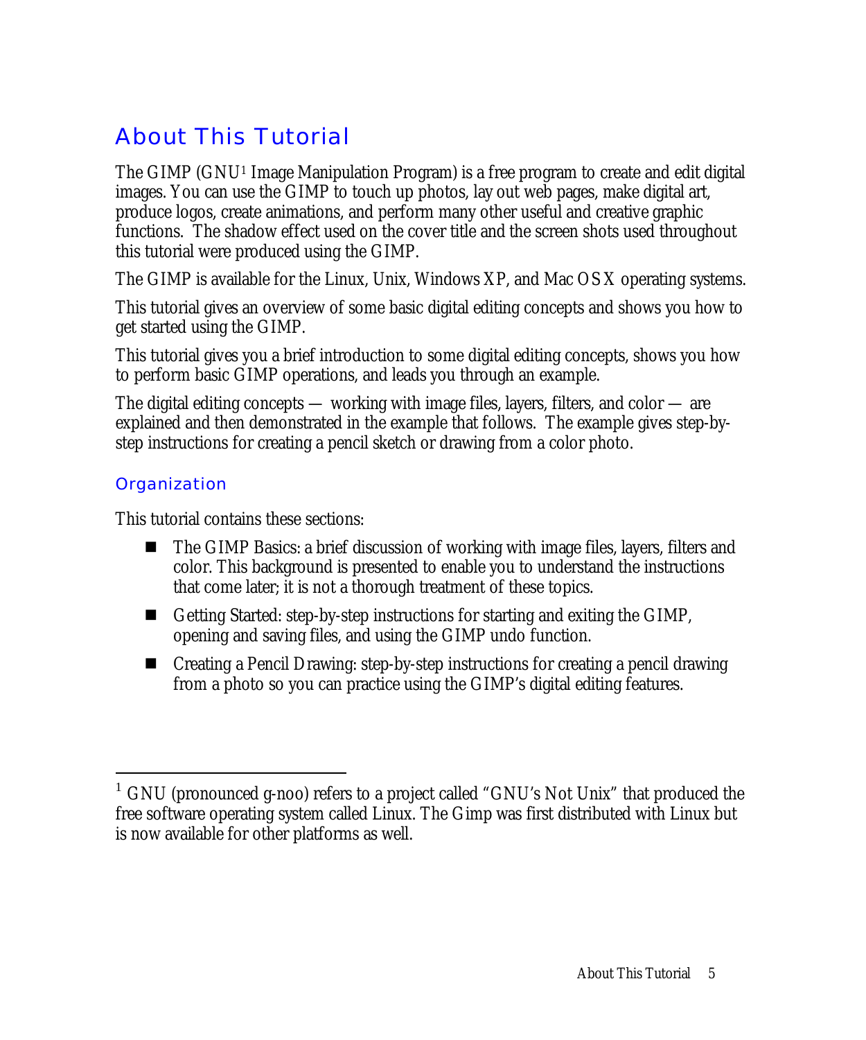# About This Tutorial

The GIMP (GNU[1] Image Manipulation Program) is a free program to create and edit digital images. You can use the GIMP to touch up photos, lay out web pages, make digital art, produce logos, create animations, and perform many other useful and creative graphic functions. The shadow effect used on the cover title and the screen shots used throughout this tutorial were produced using the GIMP.

The GIMP is available for the Linux, Unix, Windows XP, and Mac OSX operating systems.

This tutorial gives an overview of some basic digital editing concepts and shows you how to get started using the GIMP.

This tutorial gives you a brief introduction to some digital editing concepts, shows you how to perform basic GIMP operations, and leads you through an example.

The digital editing concepts — working with image files, layers, filters, and color — are explained and then demonstrated in the example that follows. The example gives step-by-step instructions for creating a pencil sketch or drawing from a color photo.

## Organization

This tutorial contains these sections:

- The GIMP Basics: a brief discussion of working with image files, layers, filters and color. This background is presented to enable you to understand the instructions that come later; it is not a thorough treatment of these topics.
- Getting Started: step-by-step instructions for starting and exiting the GIMP, opening and saving files, and using the GIMP undo function.
- Creating a Pencil Drawing: step-by-step instructions for creating a pencil drawing from a photo so you can practice using the GIMP's digital editing features.

---

[1] GNU (pronounced g-noo) refers to a project called "GNU's Not Unix" that produced the free software operating system called Linux. The Gimp was first distributed with Linux but is now available for other platforms as well.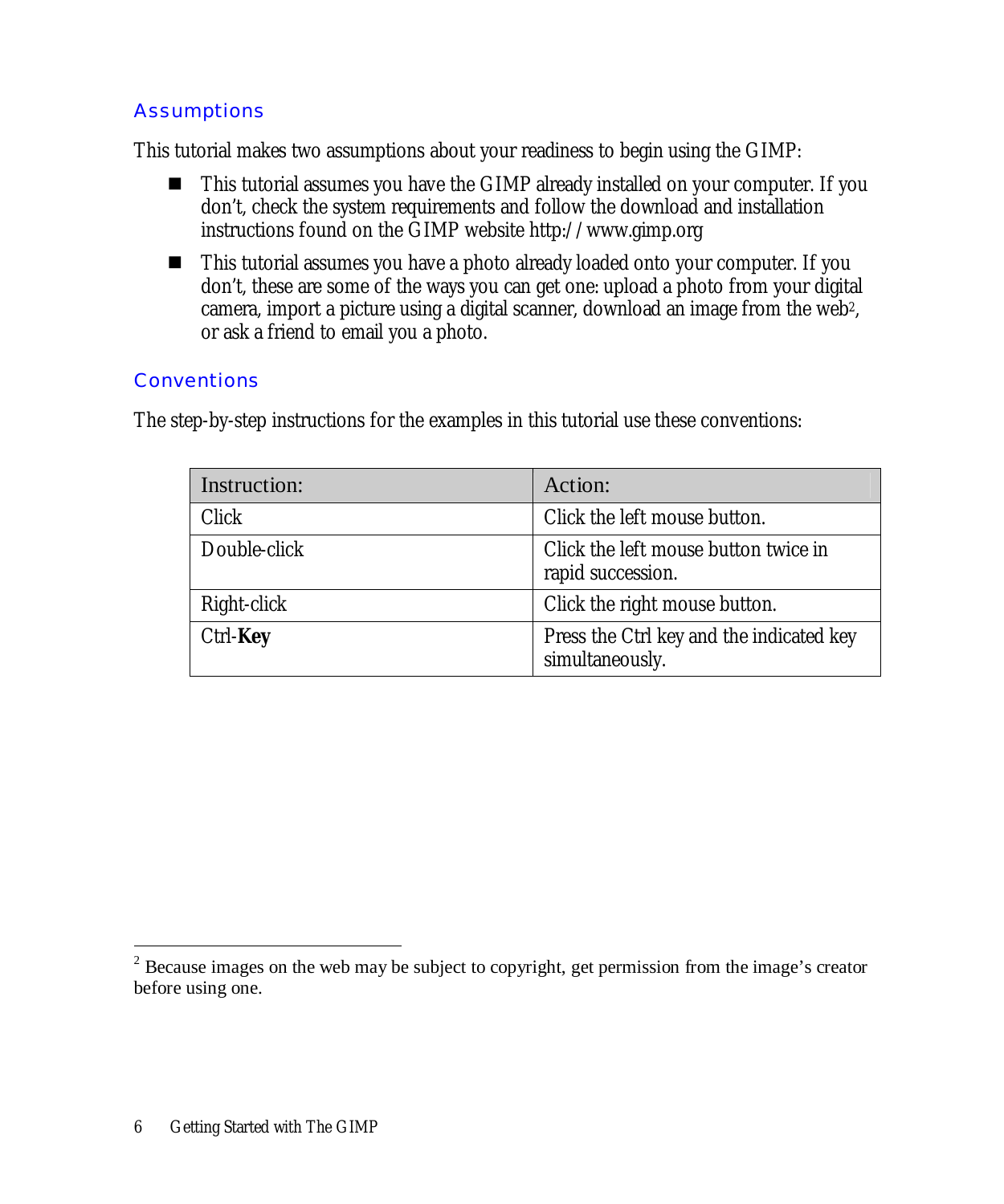## Assumptions

This tutorial makes two assumptions about your readiness to begin using the GIMP:

- This tutorial assumes you have the GIMP already installed on your computer. If you don't, check the system requirements and follow the download and installation instructions found on the GIMP website http://www.gimp.org
- This tutorial assumes you have a photo already loaded onto your computer. If you don't, these are some of the ways you can get one: upload a photo from your digital camera, import a picture using a digital scanner, download an image from the web[2], or ask a friend to email you a photo.

## Conventions

The step-by-step instructions for the examples in this tutorial use these conventions:

| Instruction: | Action: |
|---|---|
| Click | Click the left mouse button. |
| Double-click | Click the left mouse button twice in rapid succession. |
| Right-click | Click the right mouse button. |
| Ctrl-**Key** | Press the Ctrl key and the indicated key simultaneously. |

[2] Because images on the web may be subject to copyright, get permission from the image's creator before using one.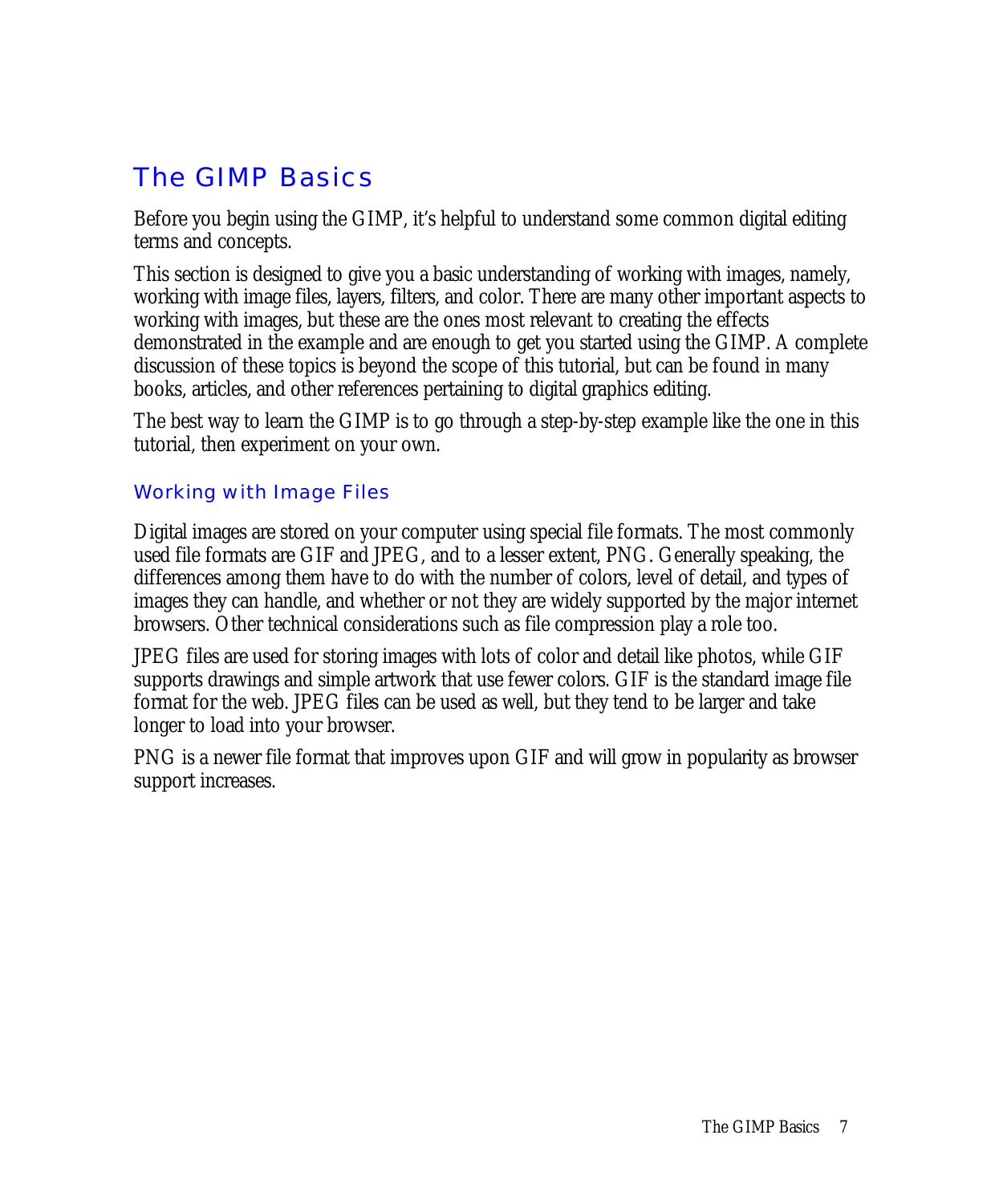# The GIMP Basics

Before you begin using the GIMP, it's helpful to understand some common digital editing terms and concepts.

This section is designed to give you a basic understanding of working with images, namely, working with image files, layers, filters, and color. There are many other important aspects to working with images, but these are the ones most relevant to creating the effects demonstrated in the example and are enough to get you started using the GIMP. A complete discussion of these topics is beyond the scope of this tutorial, but can be found in many books, articles, and other references pertaining to digital graphics editing.

The best way to learn the GIMP is to go through a step-by-step example like the one in this tutorial, then experiment on your own.

## Working with Image Files

Digital images are stored on your computer using special file formats. The most commonly used file formats are GIF and JPEG, and to a lesser extent, PNG. Generally speaking, the differences among them have to do with the number of colors, level of detail, and types of images they can handle, and whether or not they are widely supported by the major internet browsers. Other technical considerations such as file compression play a role too.

JPEG files are used for storing images with lots of color and detail like photos, while GIF supports drawings and simple artwork that use fewer colors. GIF is the standard image file format for the web. JPEG files can be used as well, but they tend to be larger and take longer to load into your browser.

PNG is a newer file format that improves upon GIF and will grow in popularity as browser support increases.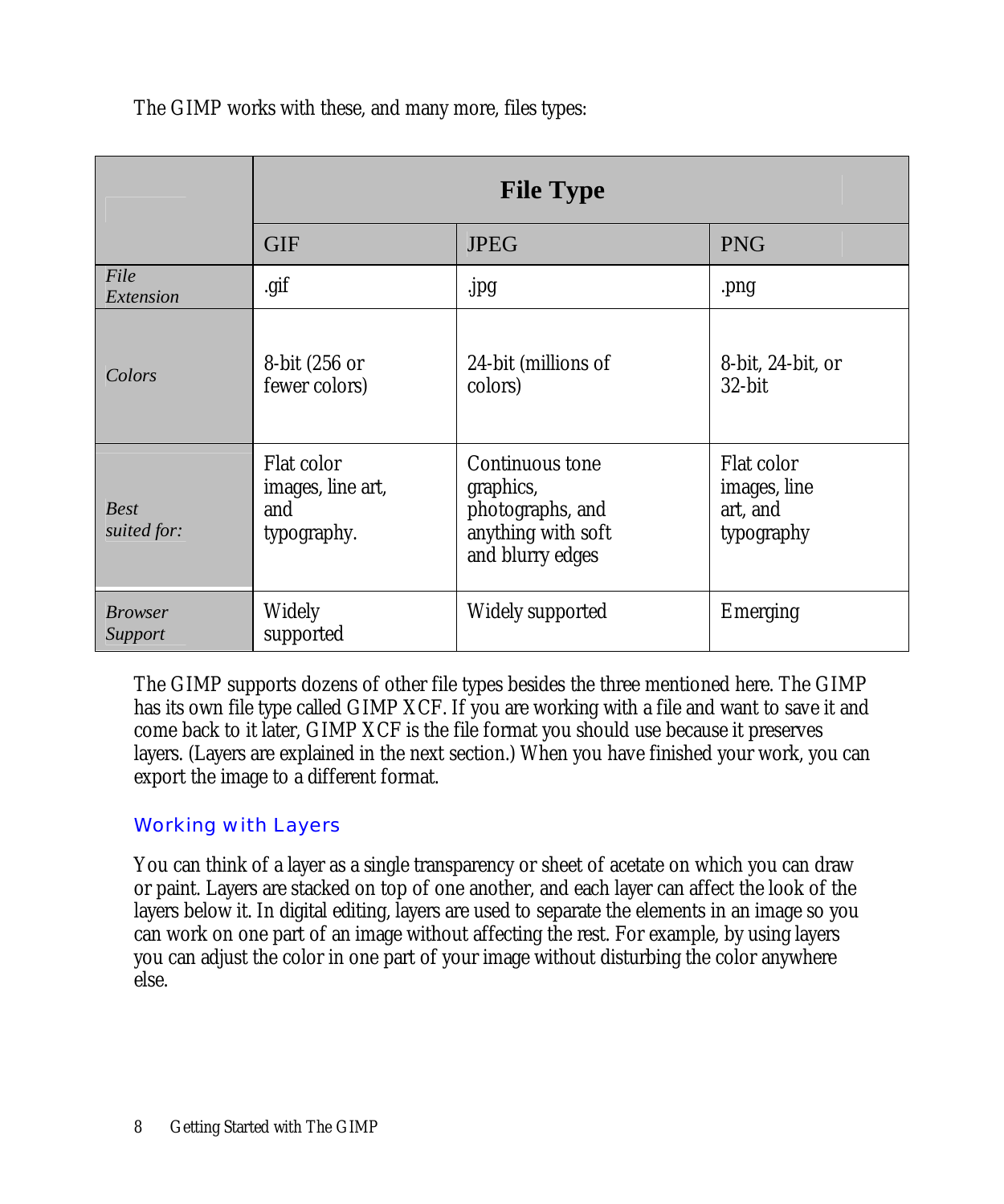The GIMP works with these, and many more, files types:

| | File Type | | |
|---|---|---|---|
| | GIF | JPEG | PNG |
| *File Extension* | .gif | .jpg | .png |
| *Colors* | 8-bit (256 or fewer colors) | 24-bit (millions of colors) | 8-bit, 24-bit, or 32-bit |
| *Best suited for:* | Flat color images, line art, and typography. | Continuous tone graphics, photographs, and anything with soft and blurry edges | Flat color images, line art, and typography |
| *Browser Support* | Widely supported | Widely supported | Emerging |

The GIMP supports dozens of other file types besides the three mentioned here. The GIMP has its own file type called GIMP XCF. If you are working with a file and want to save it and come back to it later, GIMP XCF is the file format you should use because it preserves layers. (Layers are explained in the next section.) When you have finished your work, you can export the image to a different format.

## Working with Layers

You can think of a layer as a single transparency or sheet of acetate on which you can draw or paint. Layers are stacked on top of one another, and each layer can affect the look of the layers below it. In digital editing, layers are used to separate the elements in an image so you can work on one part of an image without affecting the rest. For example, by using layers you can adjust the color in one part of your image without disturbing the color anywhere else.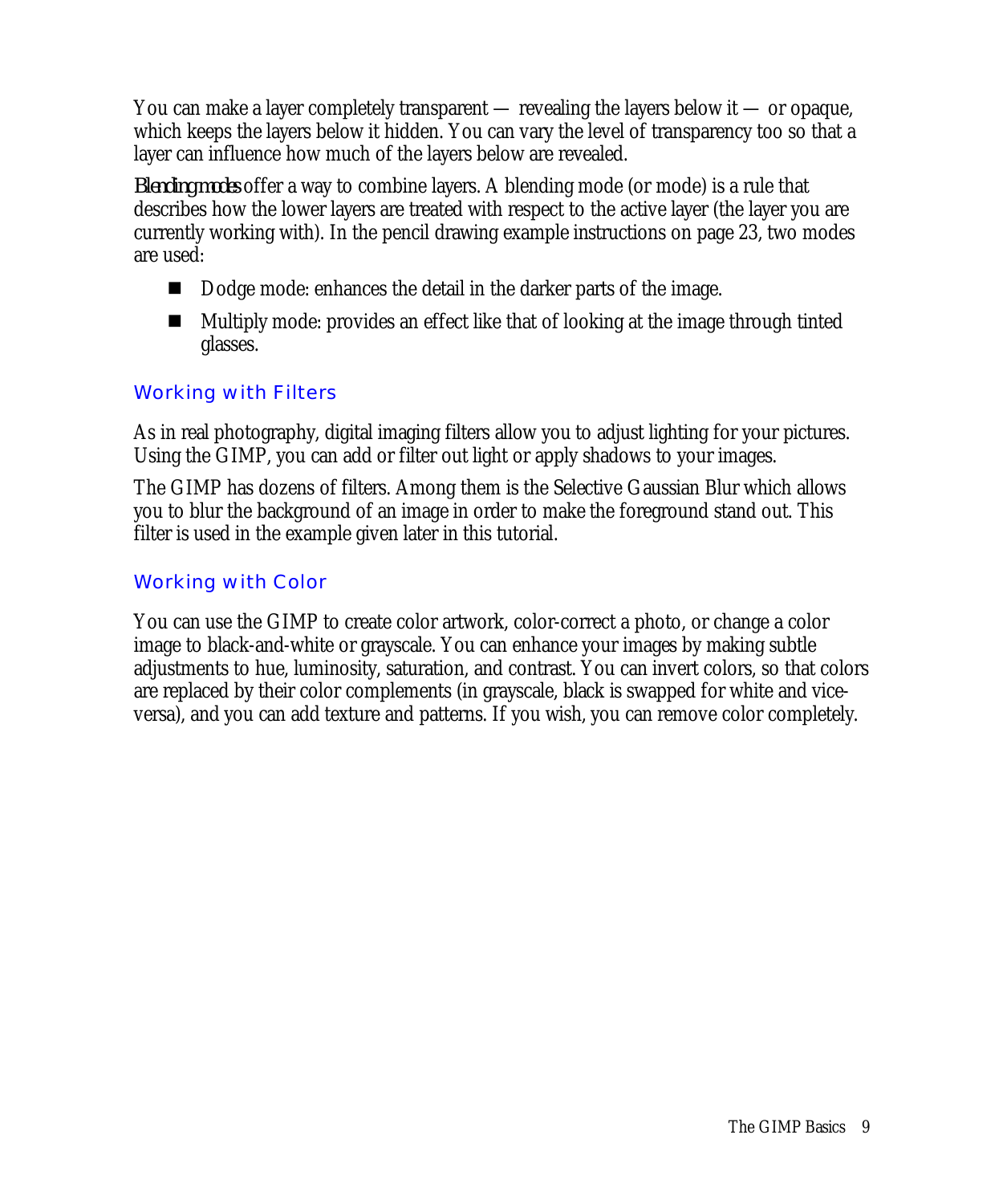You can make a layer completely transparent — revealing the layers below it — or opaque, which keeps the layers below it hidden. You can vary the level of transparency too so that a layer can influence how much of the layers below are revealed.

*Blending modes* offer a way to combine layers. A blending mode (or mode) is a rule that describes how the lower layers are treated with respect to the active layer (the layer you are currently working with). In the pencil drawing example instructions on page 23, two modes are used:

- Dodge mode: enhances the detail in the darker parts of the image.
- Multiply mode: provides an effect like that of looking at the image through tinted glasses.

### Working with Filters

As in real photography, digital imaging filters allow you to adjust lighting for your pictures. Using the GIMP, you can add or filter out light or apply shadows to your images.

The GIMP has dozens of filters. Among them is the Selective Gaussian Blur which allows you to blur the background of an image in order to make the foreground stand out. This filter is used in the example given later in this tutorial.

### Working with Color

You can use the GIMP to create color artwork, color-correct a photo, or change a color image to black-and-white or grayscale. You can enhance your images by making subtle adjustments to hue, luminosity, saturation, and contrast. You can invert colors, so that colors are replaced by their color complements (in grayscale, black is swapped for white and vice-versa), and you can add texture and patterns. If you wish, you can remove color completely.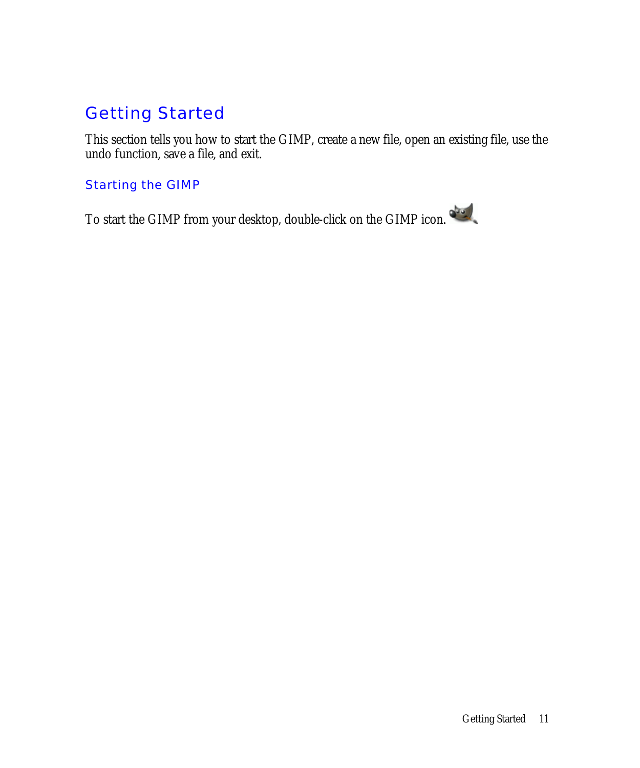# Getting Started

This section tells you how to start the GIMP, create a new file, open an existing file, use the undo function, save a file, and exit.

## Starting the GIMP

To start the GIMP from your desktop, double-click on the GIMP icon.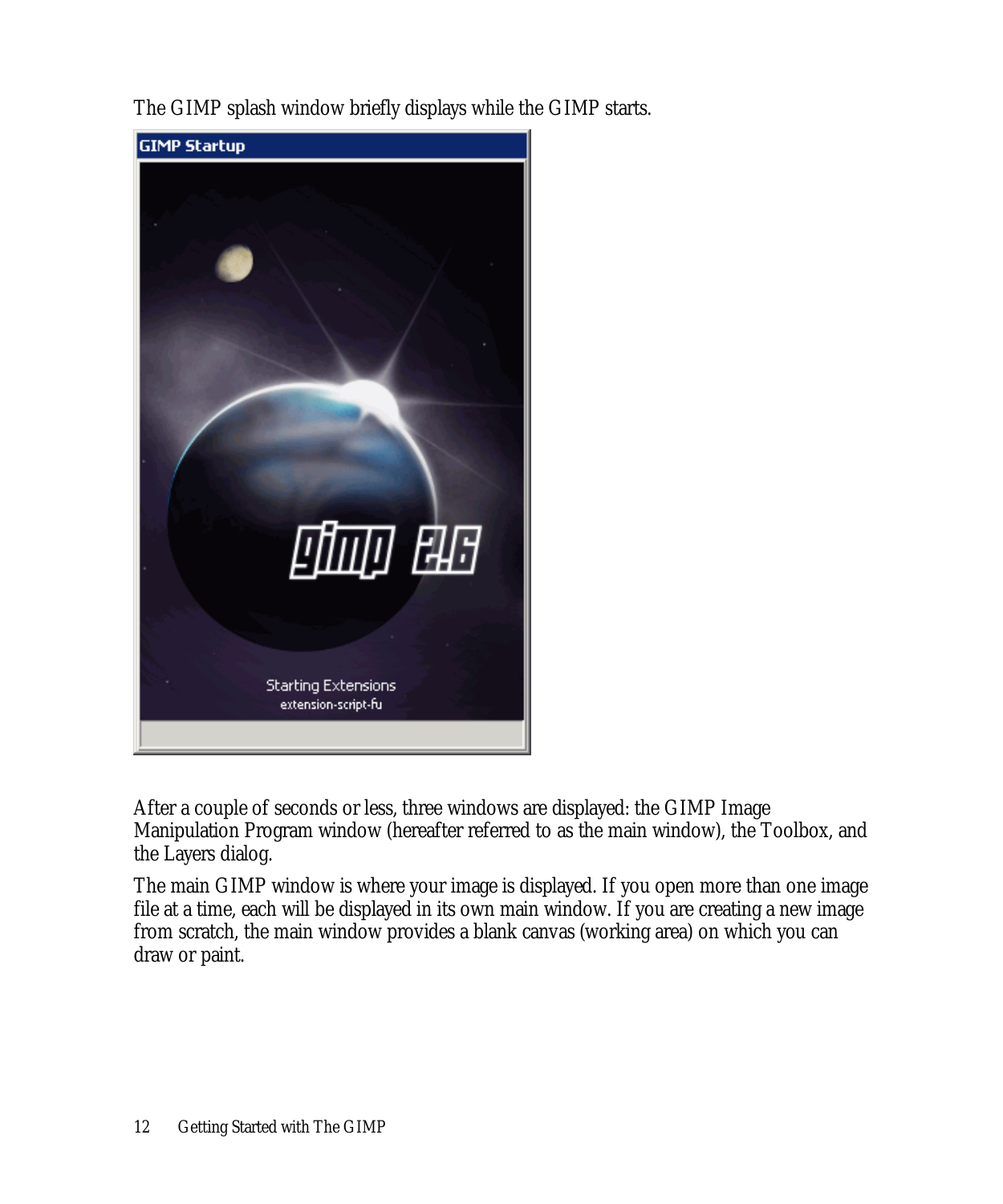The GIMP splash window briefly displays while the GIMP starts.

After a couple of seconds or less, three windows are displayed: the GIMP Image Manipulation Program window (hereafter referred to as the main window), the Toolbox, and the Layers dialog.

The main GIMP window is where your image is displayed. If you open more than one image file at a time, each will be displayed in its own main window. If you are creating a new image from scratch, the main window provides a blank canvas (working area) on which you can draw or paint.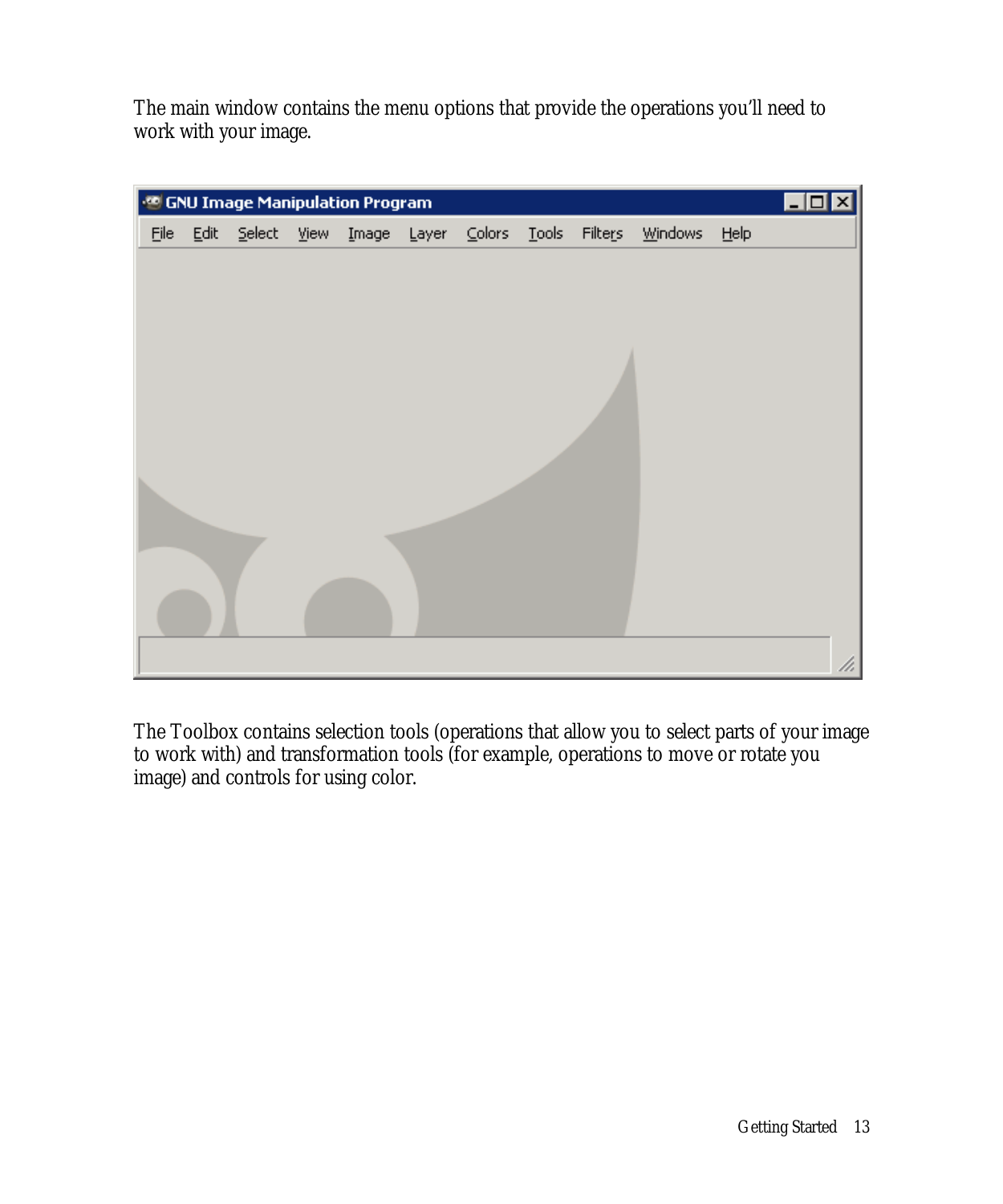The main window contains the menu options that provide the operations you'll need to work with your image.

The Toolbox contains selection tools (operations that allow you to select parts of your image to work with) and transformation tools (for example, operations to move or rotate you image) and controls for using color.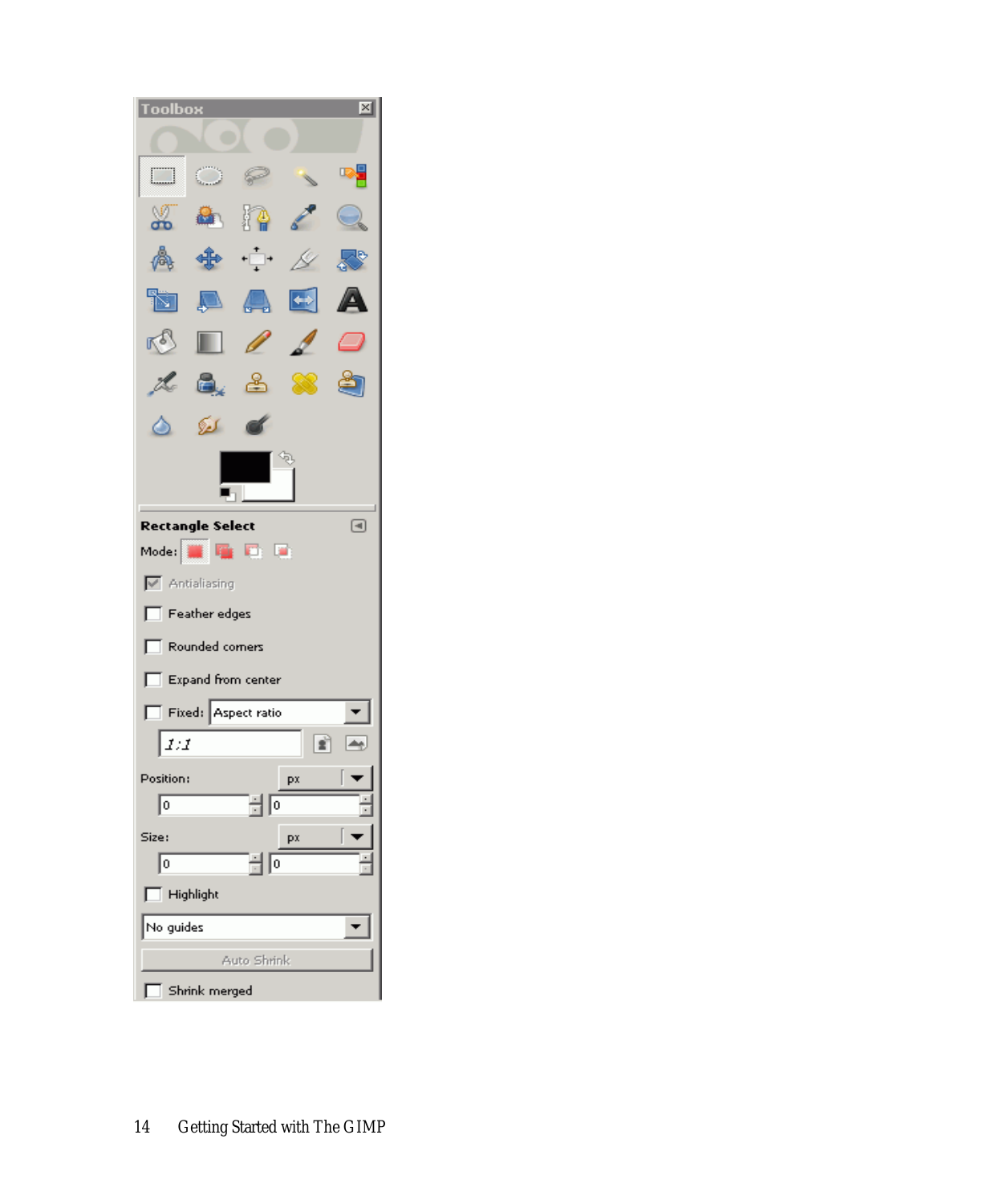Toolbox

**Rectangle Select**

Mode:

- [x] Antialiasing
- [ ] Feather edges
- [ ] Rounded corners
- [ ] Expand from center
- [ ] Fixed: Aspect ratio

1:1

Position: px

0 0

Size: px

0 0

- [ ] Highlight

No guides

Auto Shrink

- [ ] Shrink merged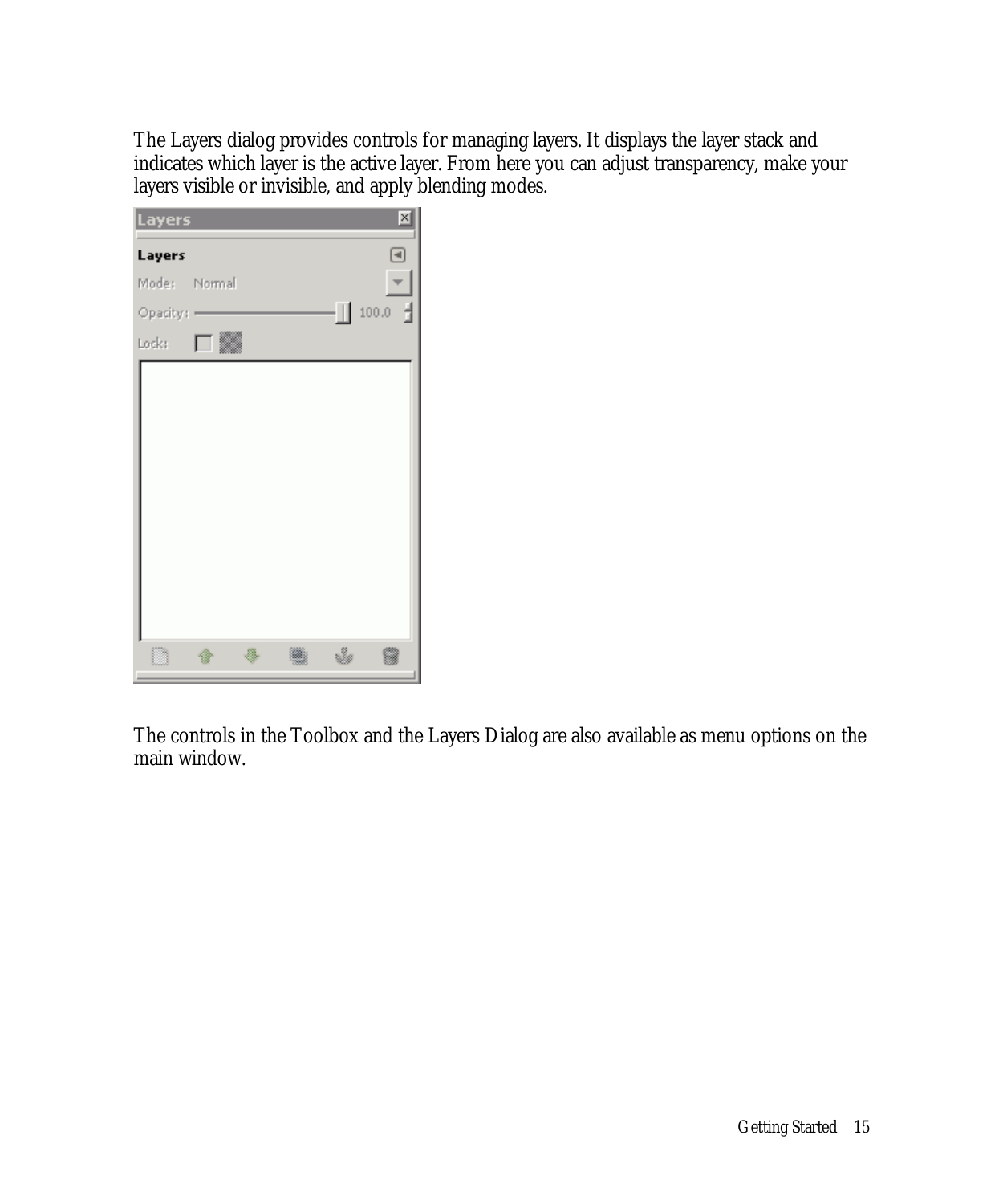The Layers dialog provides controls for managing layers. It displays the layer stack and indicates which layer is the active layer. From here you can adjust transparency, make your layers visible or invisible, and apply blending modes.

The controls in the Toolbox and the Layers Dialog are also available as menu options on the main window.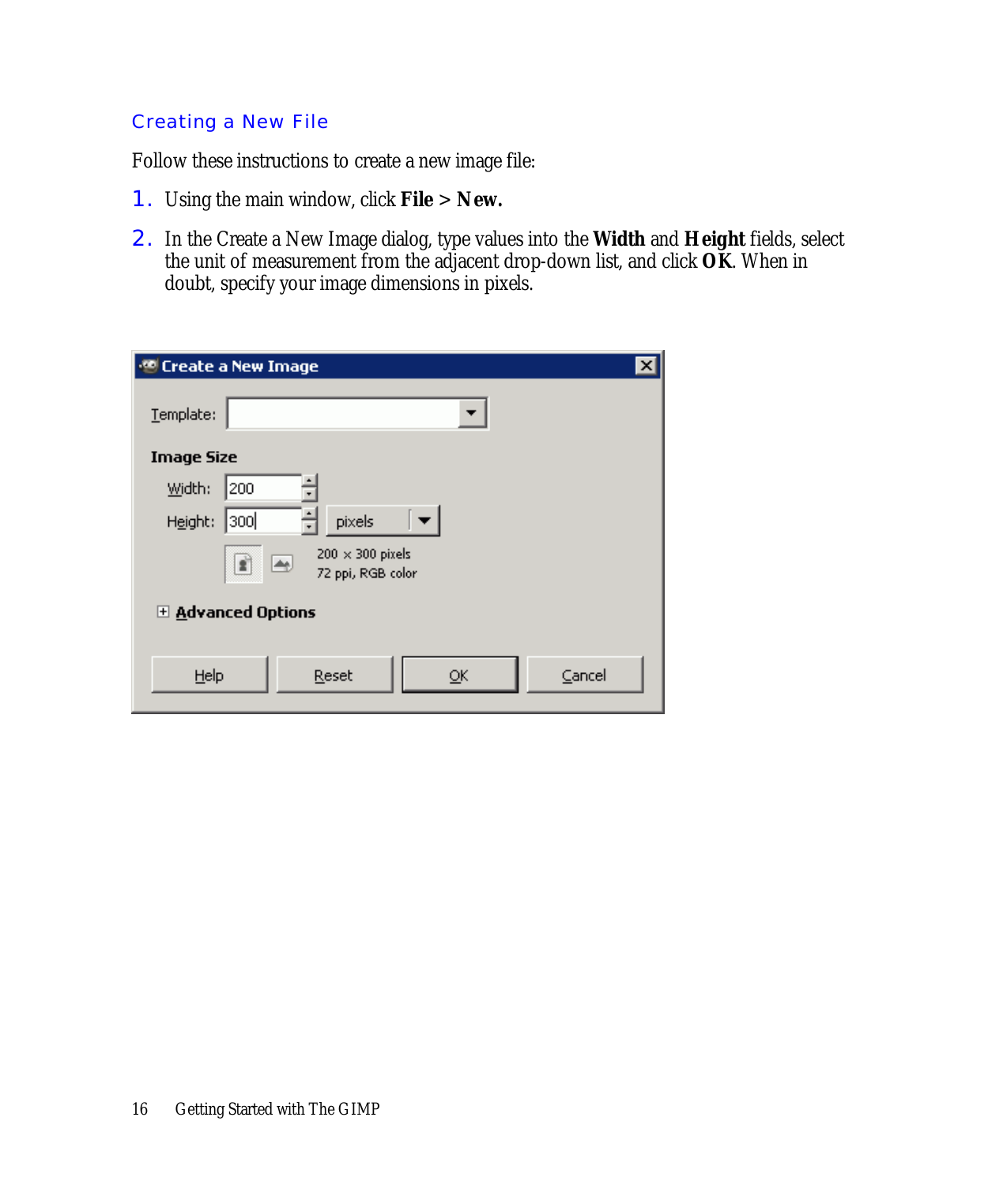## Creating a New File

Follow these instructions to create a new image file:

1. Using the main window, click **File > New.**
2. In the Create a New Image dialog, type values into the **Width** and **Height** fields, select the unit of measurement from the adjacent drop-down list, and click **OK**. When in doubt, specify your image dimensions in pixels.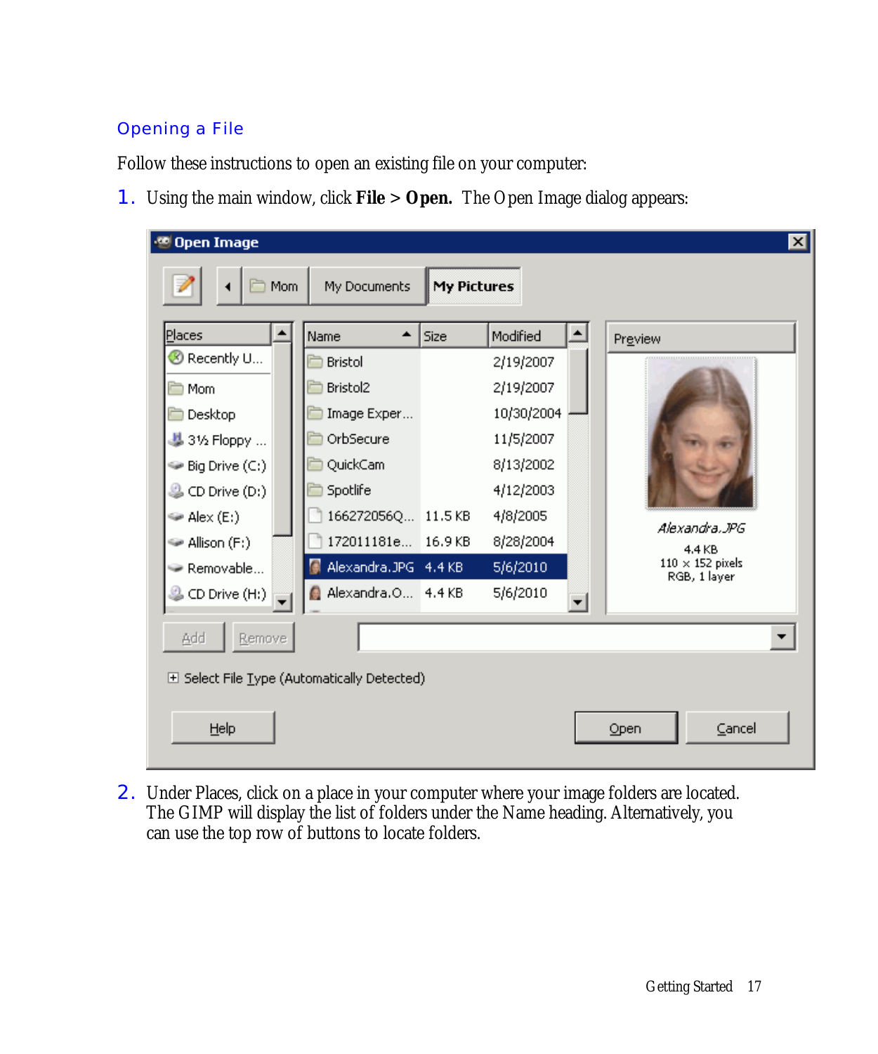## Opening a File

Follow these instructions to open an existing file on your computer:

1. Using the main window, click **File** > **Open.** The Open Image dialog appears:

2. Under Places, click on a place in your computer where your image folders are located. The GIMP will display the list of folders under the Name heading. Alternatively, you can use the top row of buttons to locate folders.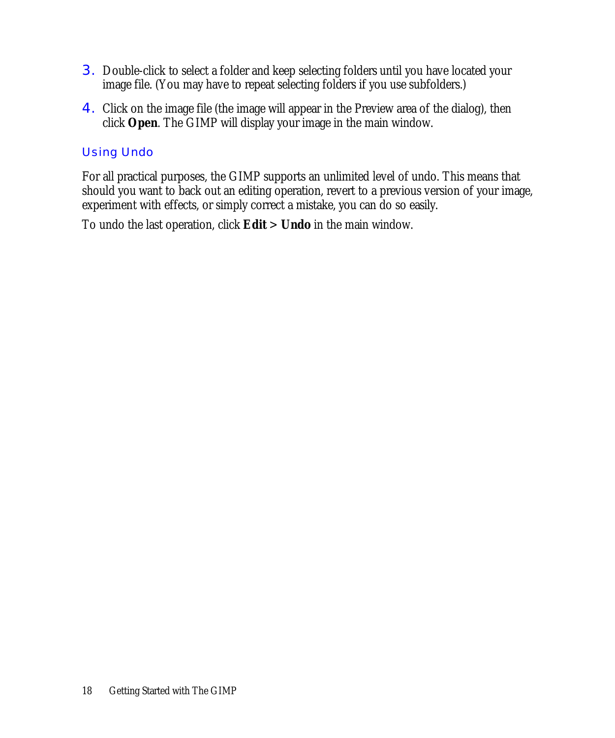3. Double-click to select a folder and keep selecting folders until you have located your image file. (You may have to repeat selecting folders if you use subfolders.)
4. Click on the image file (the image will appear in the Preview area of the dialog), then click **Open**. The GIMP will display your image in the main window.

### Using Undo

For all practical purposes, the GIMP supports an unlimited level of undo. This means that should you want to back out an editing operation, revert to a previous version of your image, experiment with effects, or simply correct a mistake, you can do so easily.

To undo the last operation, click **Edit > Undo** in the main window.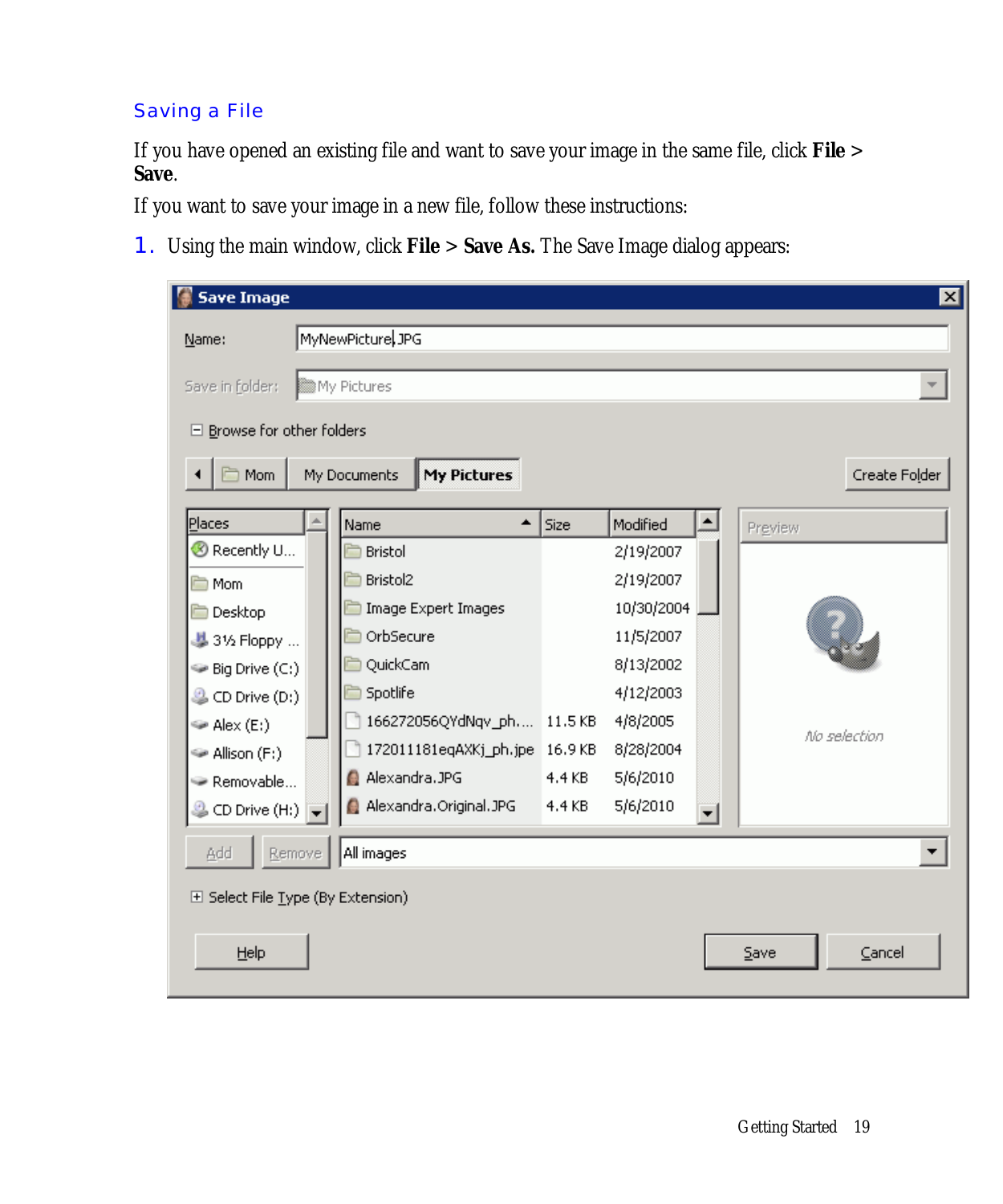## Saving a File

If you have opened an existing file and want to save your image in the same file, click **File** > **Save**.

If you want to save your image in a new file, follow these instructions:

1. Using the main window, click **File** > **Save As.** The Save Image dialog appears: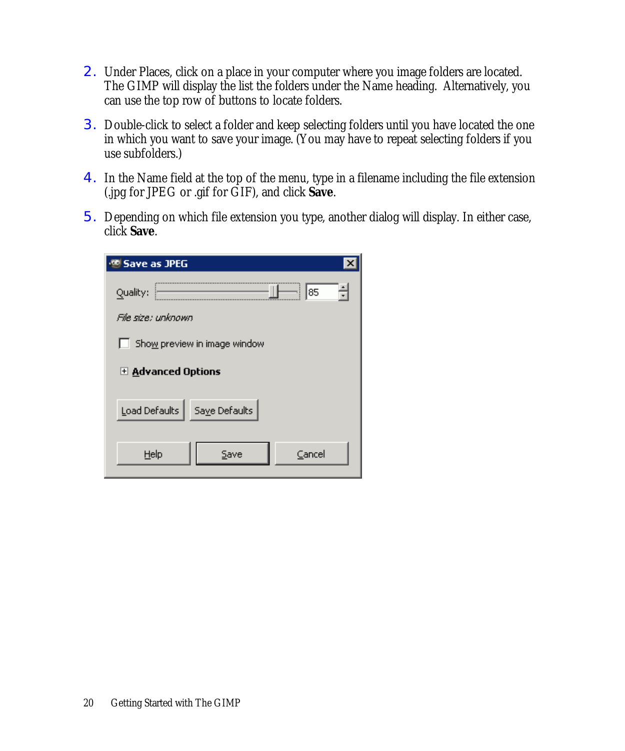2. Under Places, click on a place in your computer where you image folders are located. The GIMP will display the list the folders under the Name heading. Alternatively, you can use the top row of buttons to locate folders.

3. Double-click to select a folder and keep selecting folders until you have located the one in which you want to save your image. (You may have to repeat selecting folders if you use subfolders.)

4. In the Name field at the top of the menu, type in a filename including the file extension (.jpg for JPEG or .gif for GIF), and click **Save**.

5. Depending on which file extension you type, another dialog will display. In either case, click **Save**.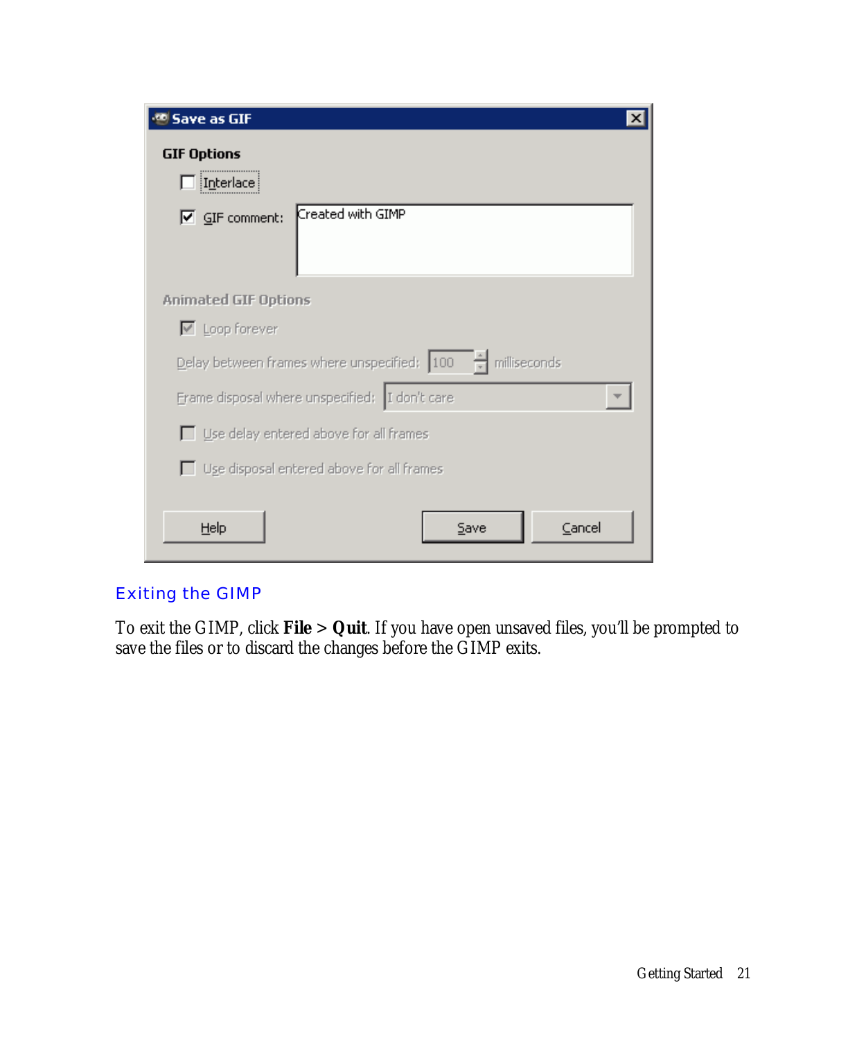## Exiting the GIMP

To exit the GIMP, click **File** > **Quit**. If you have open unsaved files, you'll be prompted to save the files or to discard the changes before the GIMP exits.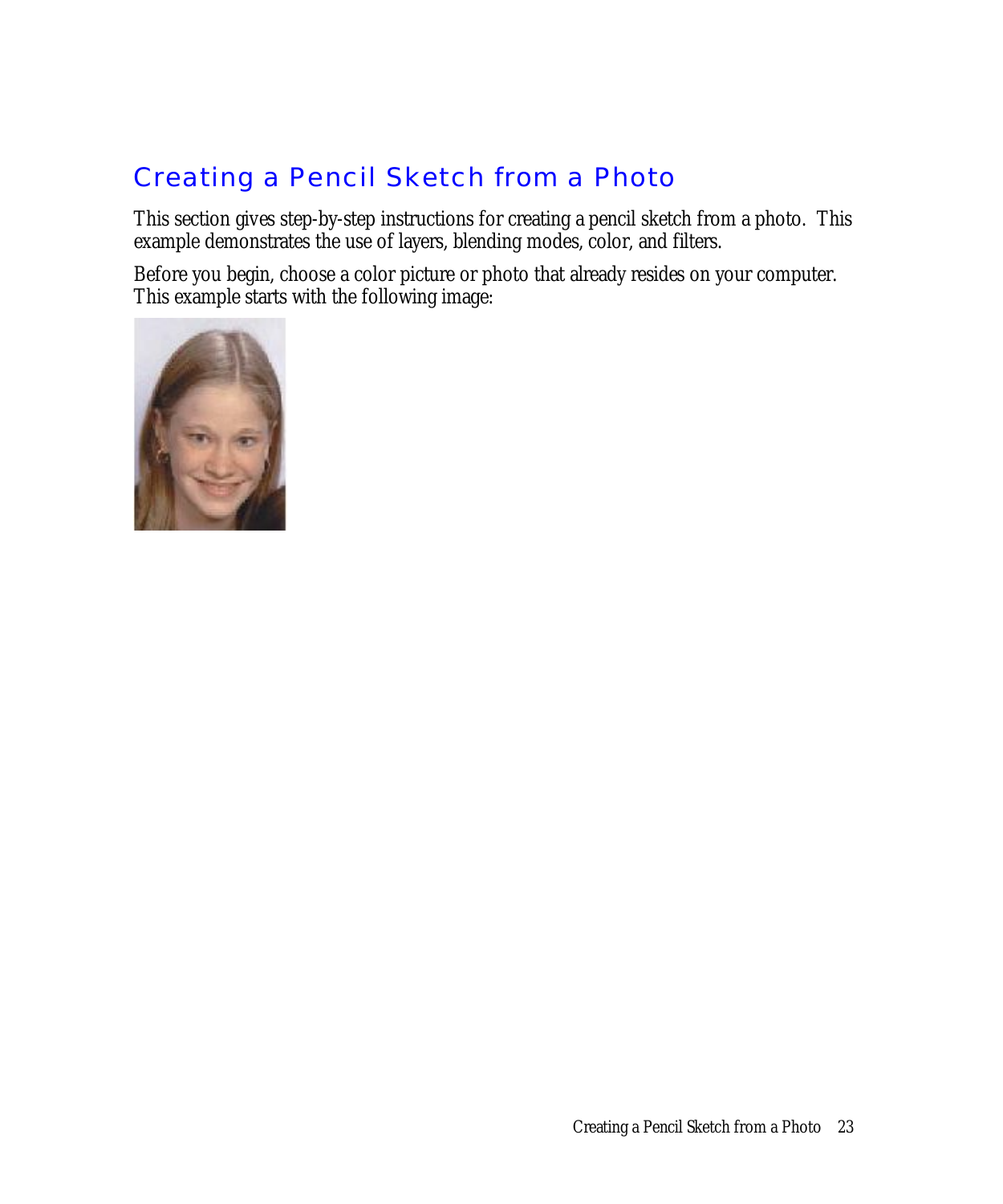## Creating a Pencil Sketch from a Photo

This section gives step-by-step instructions for creating a pencil sketch from a photo. This example demonstrates the use of layers, blending modes, color, and filters.

Before you begin, choose a color picture or photo that already resides on your computer. This example starts with the following image: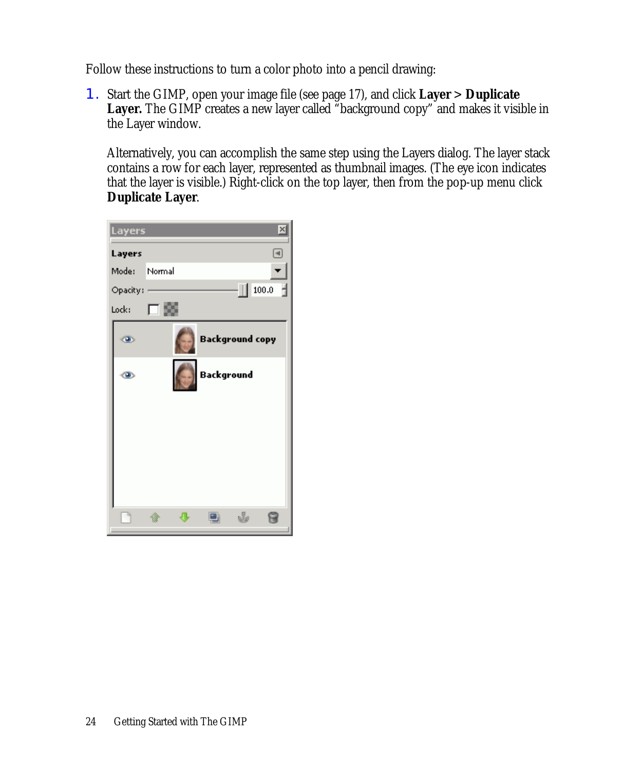Follow these instructions to turn a color photo into a pencil drawing:

1. Start the GIMP, open your image file (see page 17), and click **Layer > Duplicate Layer.** The GIMP creates a new layer called "background copy" and makes it visible in the Layer window.

   Alternatively, you can accomplish the same step using the Layers dialog. The layer stack contains a row for each layer, represented as thumbnail images. (The eye icon indicates that the layer is visible.) Right-click on the top layer, then from the pop-up menu click **Duplicate Layer**.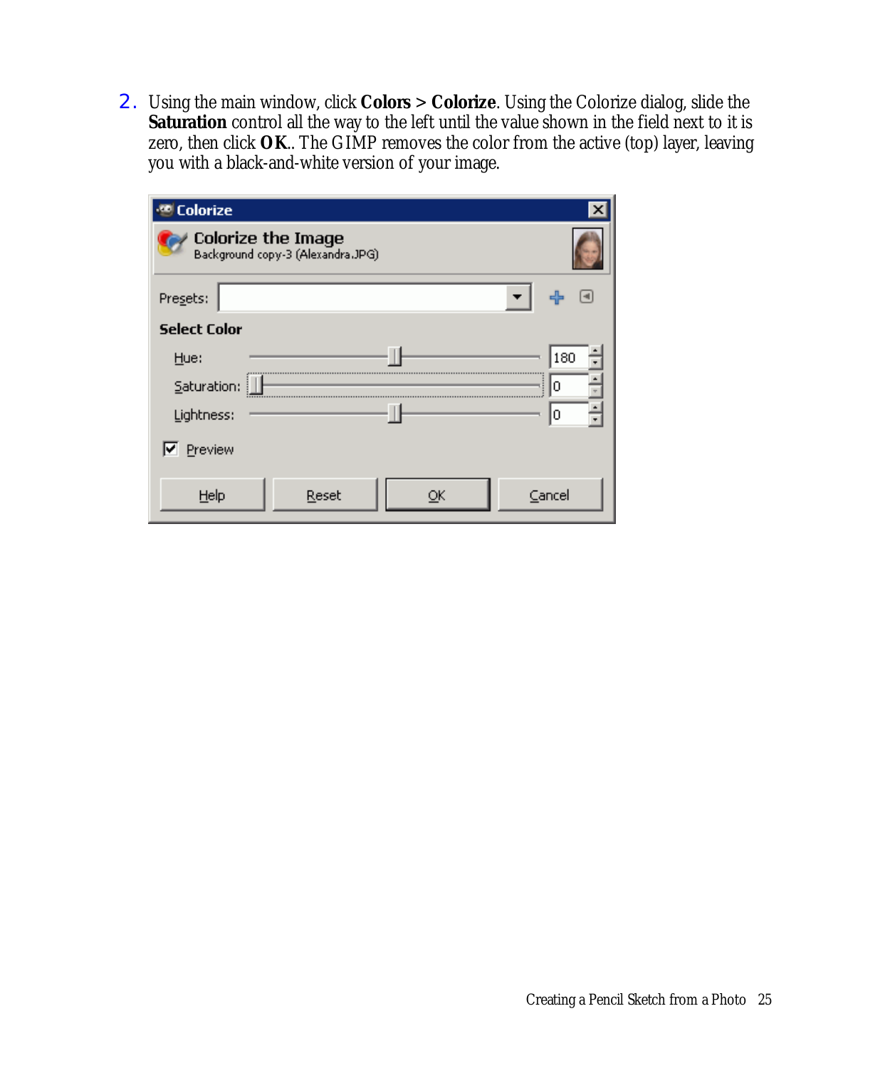2. Using the main window, click **Colors > Colorize**. Using the Colorize dialog, slide the **Saturation** control all the way to the left until the value shown in the field next to it is zero, then click **OK**.. The GIMP removes the color from the active (top) layer, leaving you with a black-and-white version of your image.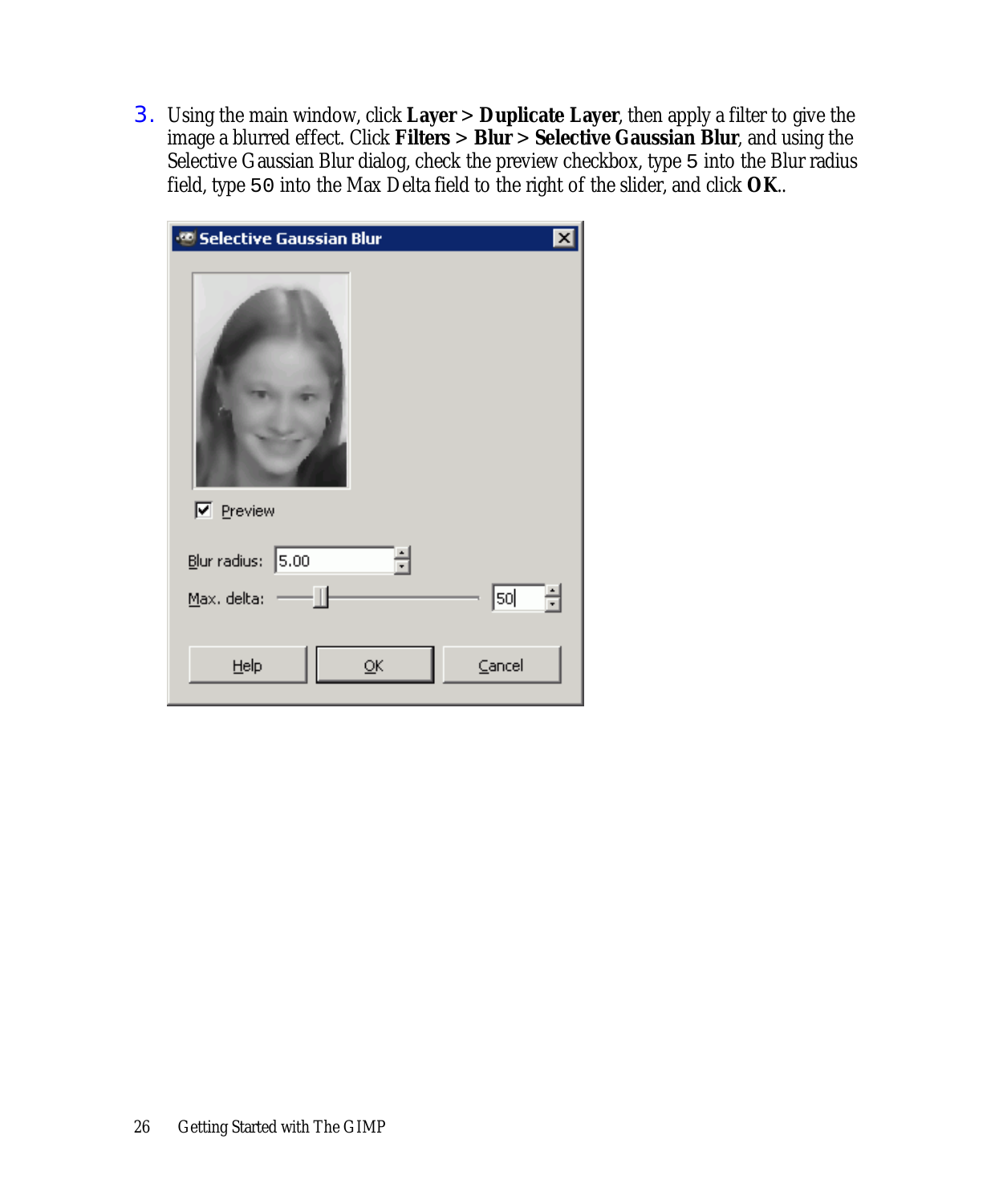3. Using the main window, click **Layer > Duplicate Layer**, then apply a filter to give the image a blurred effect. Click **Filters > Blur > Selective Gaussian Blur**, and using the Selective Gaussian Blur dialog, check the preview checkbox, type `5` into the Blur radius field, type `50` into the Max Delta field to the right of the slider, and click **OK**..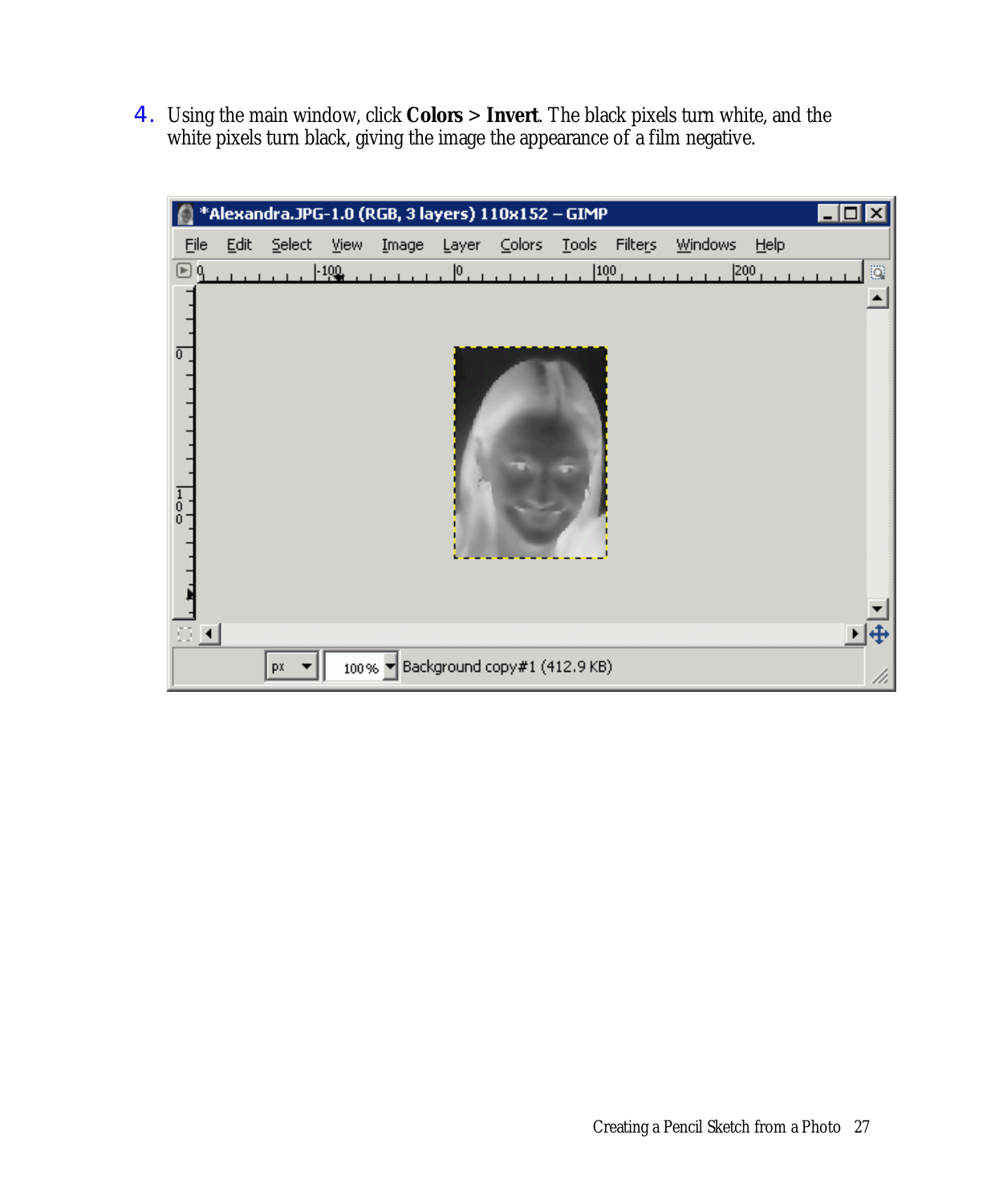4. Using the main window, click **Colors > Invert**. The black pixels turn white, and the white pixels turn black, giving the image the appearance of a film negative.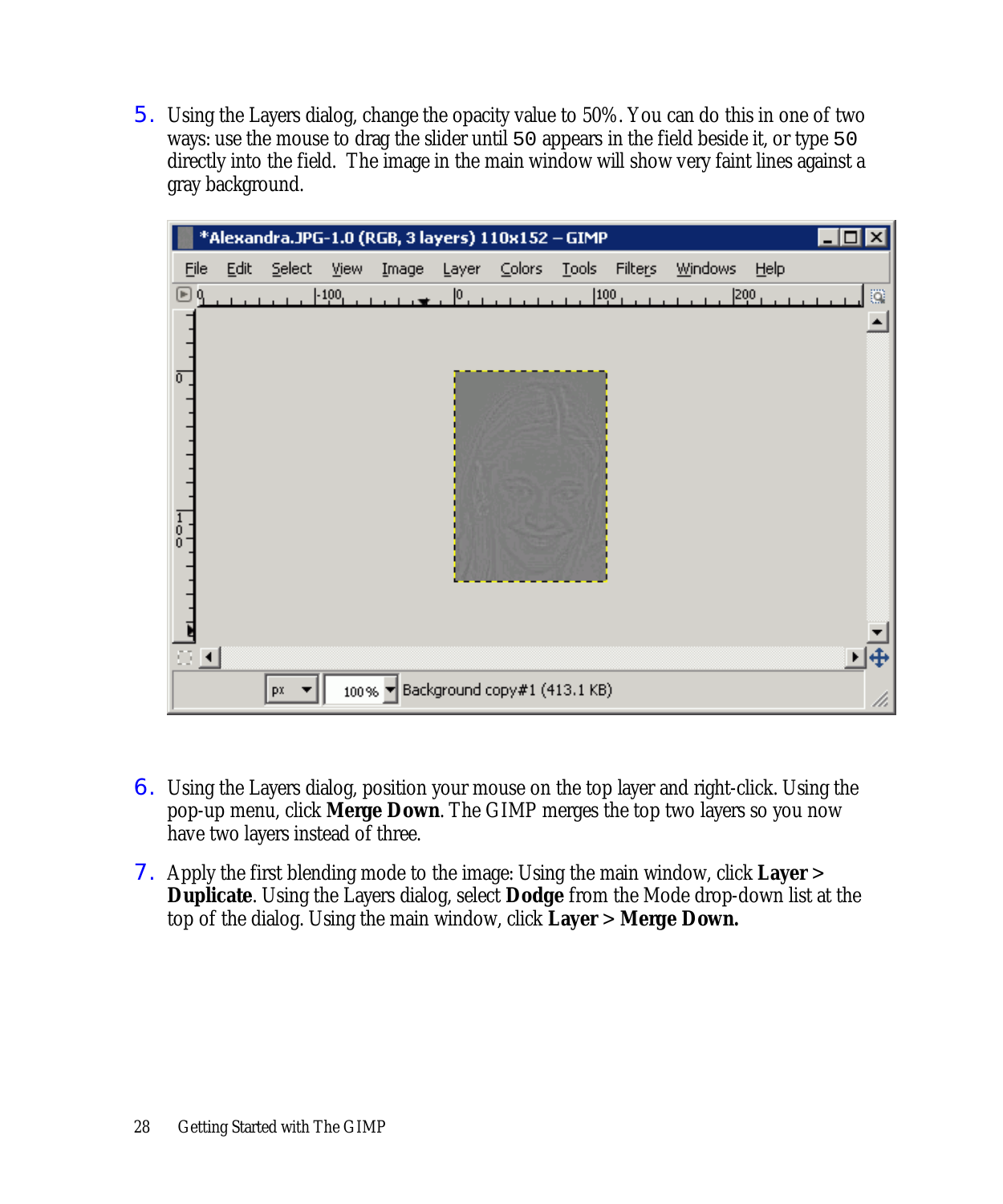5. Using the Layers dialog, change the opacity value to 50%. You can do this in one of two ways: use the mouse to drag the slider until `50` appears in the field beside it, or type `50` directly into the field. The image in the main window will show very faint lines against a gray background.

6. Using the Layers dialog, position your mouse on the top layer and right-click. Using the pop-up menu, click **Merge Down**. The GIMP merges the top two layers so you now have two layers instead of three.

7. Apply the first blending mode to the image: Using the main window, click **Layer > Duplicate**. Using the Layers dialog, select **Dodge** from the Mode drop-down list at the top of the dialog. Using the main window, click **Layer > Merge Down.**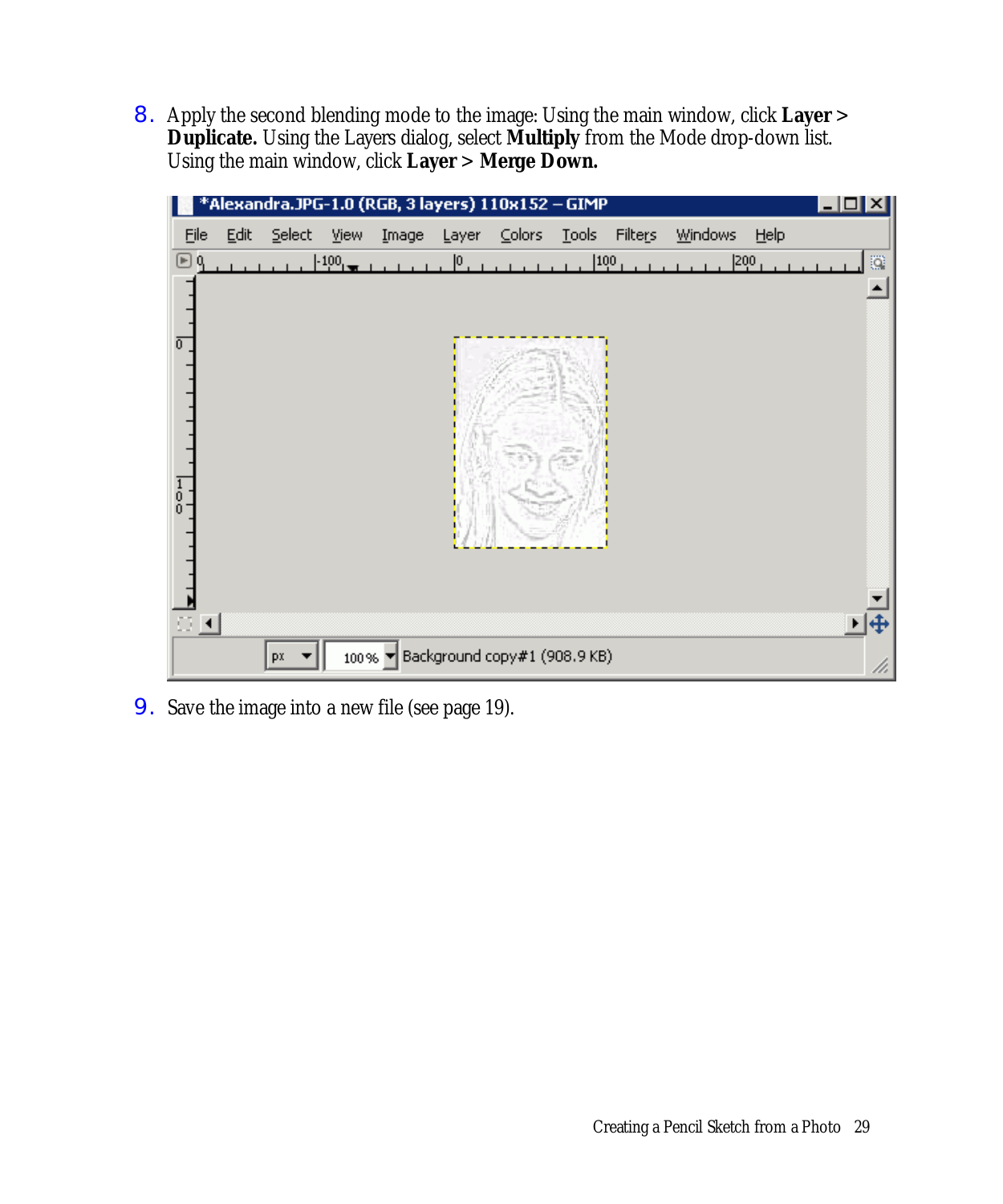8. Apply the second blending mode to the image: Using the main window, click **Layer > Duplicate.** Using the Layers dialog, select **Multiply** from the Mode drop-down list. Using the main window, click **Layer > Merge Down.**

9. Save the image into a new file (see page 19).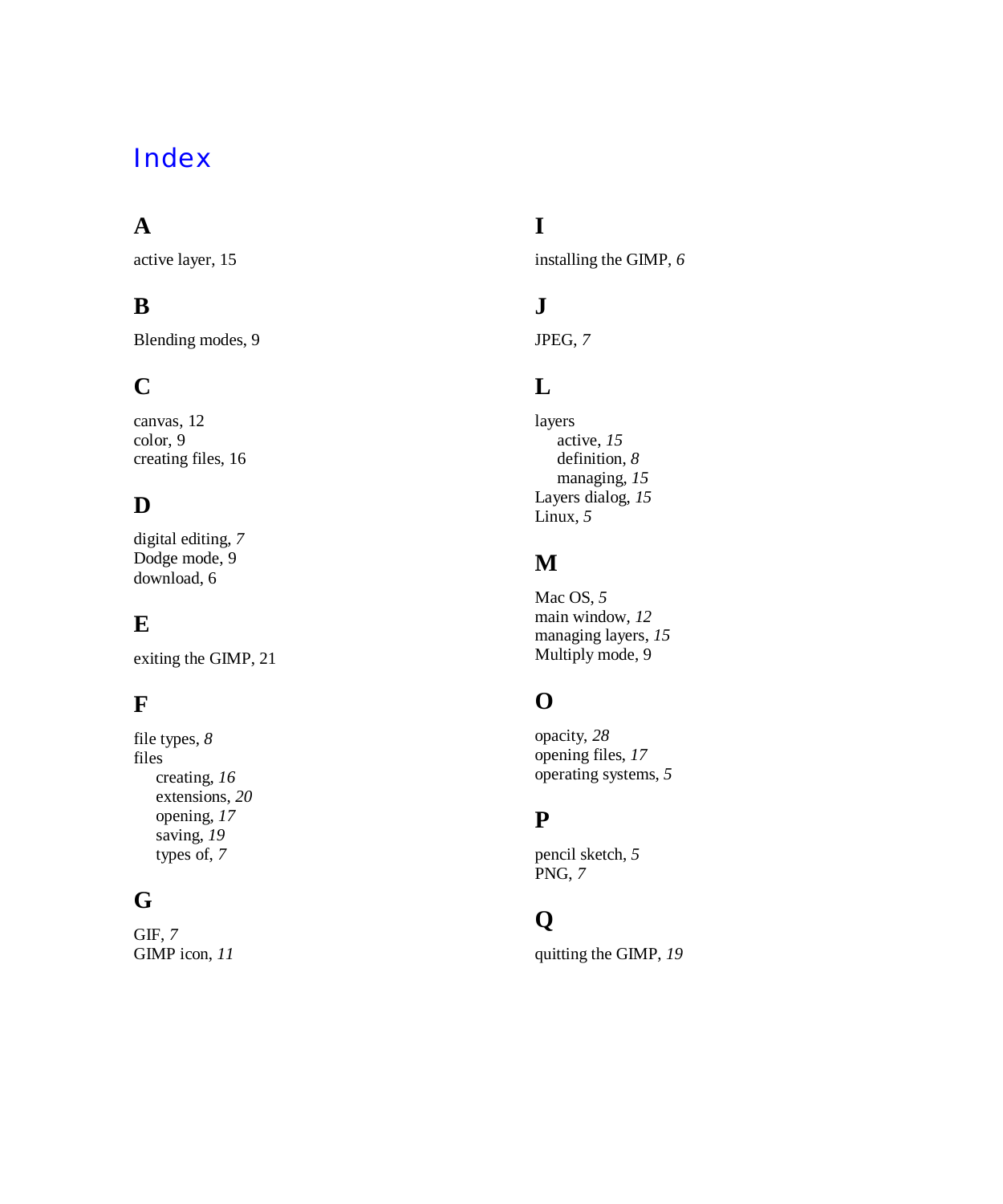# Index

## A

active layer, 15

## B

Blending modes, 9

## C

canvas, 12
color, 9
creating files, 16

## D

digital editing, *7*
Dodge mode, 9
download, 6

## E

exiting the GIMP, 21

## F

file types, *8*
files
- creating, *16*
- extensions, *20*
- opening, *17*
- saving, *19*
- types of, *7*

## G

GIF, *7*
GIMP icon, *11*

## I

installing the GIMP, *6*

## J

JPEG, *7*

## L

layers
- active, *15*
- definition, *8*
- managing, *15*

Layers dialog, *15*
Linux, *5*

## M

Mac OS, *5*
main window, *12*
managing layers, *15*
Multiply mode, 9

## O

opacity, *28*
opening files, *17*
operating systems, *5*

## P

pencil sketch, *5*
PNG, *7*

## Q

quitting the GIMP, *19*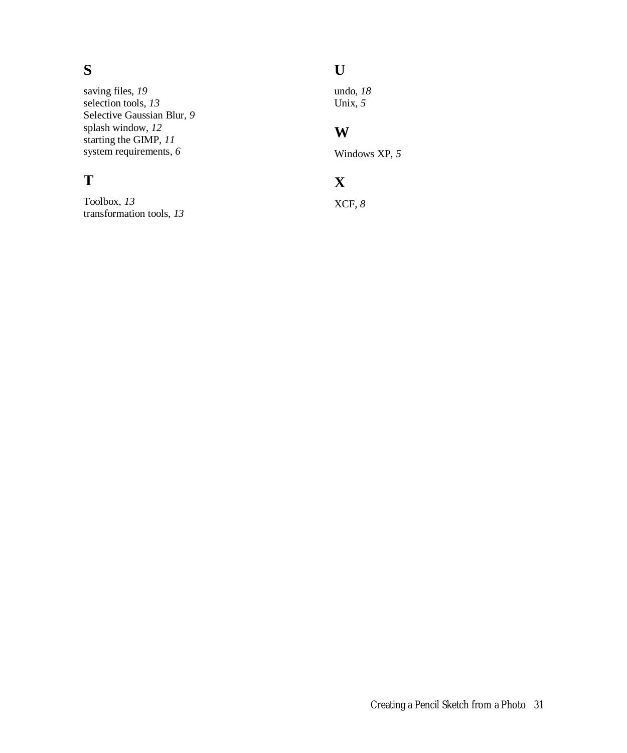## S

saving files, *19*
selection tools, *13*
Selective Gaussian Blur, *9*
splash window, *12*
starting the GIMP, *11*
system requirements, *6*

## T

Toolbox, *13*
transformation tools, *13*

## U

undo, *18*
Unix, *5*

## W

Windows XP, *5*

## X

XCF, *8*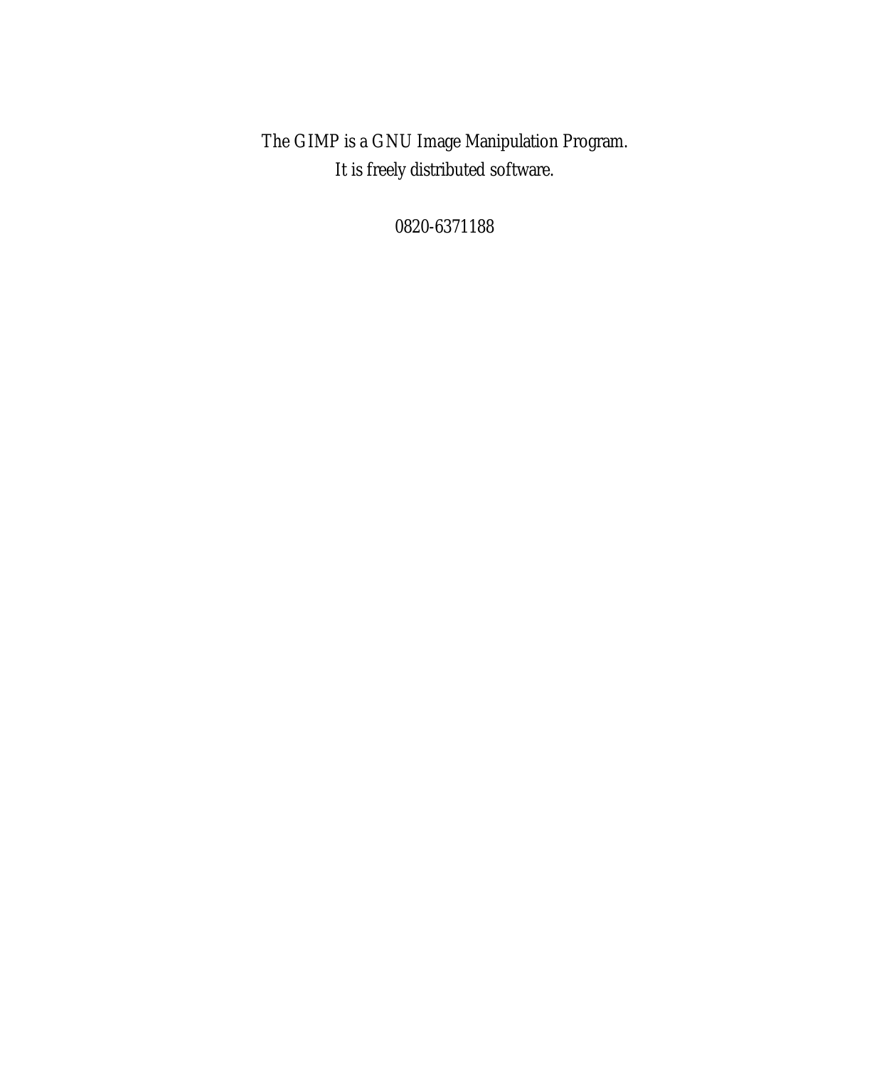The GIMP is a GNU Image Manipulation Program.
It is freely distributed software.

0820-6371188